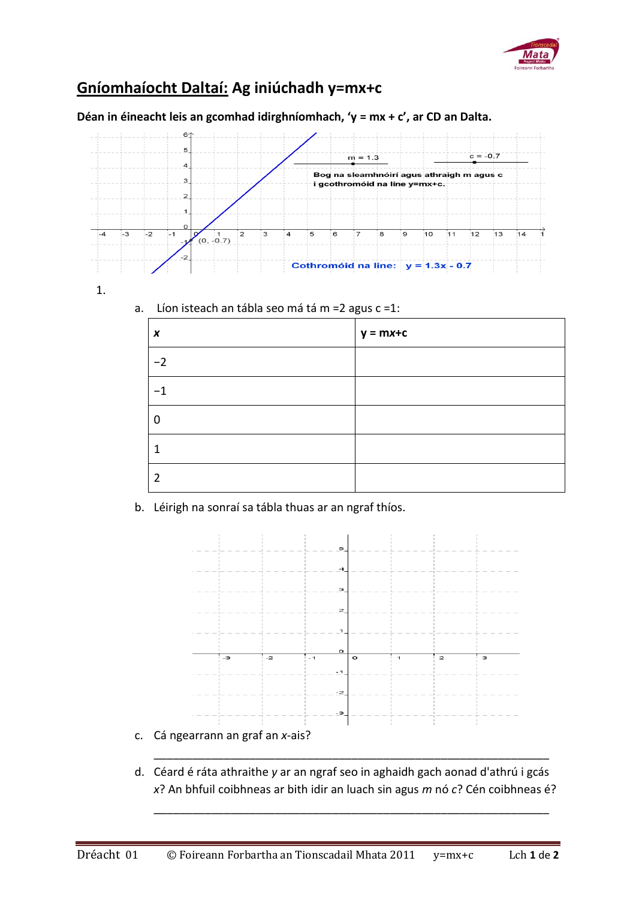## Gníomhaíocht Daltaí: Ag iniúchadh y=mx+c

**Déan in éineacht leis an gcomhad idirghníomhach, ‘y = mx + c’, ar CD an Dalta.**

m = 1.3 c = -0.7

Bog na sleamhnóirí agus athraigh m agus c i gcothromóid na líne y=mx+c.

(0, -0.7)

Cothromóid na líne: y = 1.3x - 0.7

1.

a. Líon isteach an tábla seo má tá m =2 agus c =1:

| *x* | y = mx+c |
|---|---|
| −2 | |
| −1 | |
| 0 | |
| 1 | |
| 2 | |

b. Léirigh na sonraí sa tábla thuas ar an ngraf thíos.

c. Cá ngearrann an graf an *x*-ais?

_______________________________________________________________

d. Céard é ráta athraithe *y* ar an ngraf seo in aghaidh gach aonad d'athrú i gcás *x*? An bhfuil coibhneas ar bith idir an luach sin agus *m* nó *c*? Cén coibhneas é?

_______________________________________________________________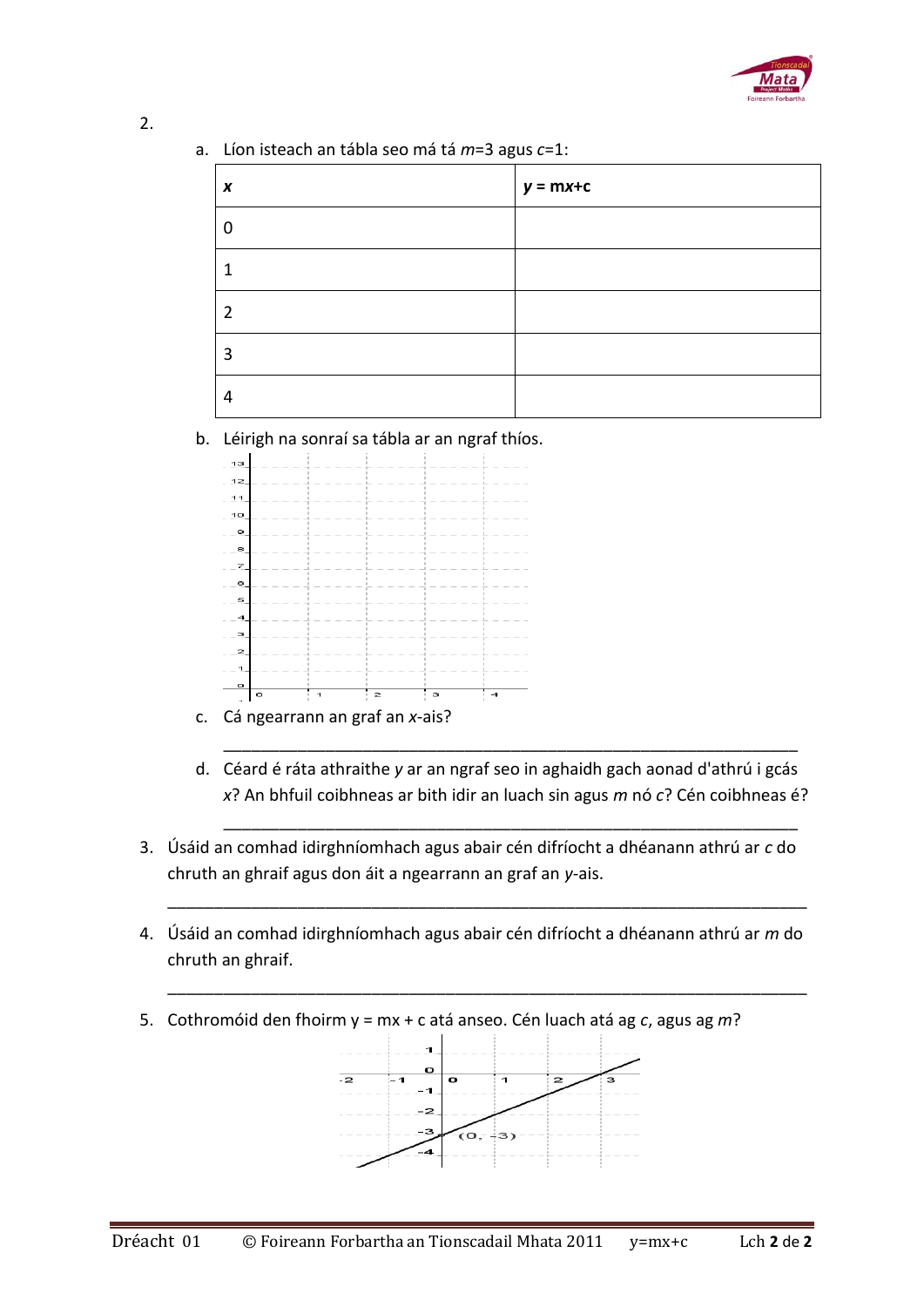2.

a. Líon isteach an tábla seo má tá $m$=3 agus $c$=1:

| $x$ | $y = mx+c$ |
|---|---|
| 0 | |
| 1 | |
| 2 | |
| 3 | |
| 4 | |

b. Léirigh na sonraí sa tábla ar an ngraf thíos.

13
12
11
10
9
8
7
6
5
4
3
2
1
0
0 1 2 3 4

c. Cá ngearrann an graf an $x$-ais?

\_\_\_\_\_\_\_\_\_\_\_\_\_\_\_\_\_\_\_\_\_\_\_\_\_\_\_\_\_\_\_\_\_\_\_\_\_\_\_\_\_\_\_\_\_\_\_\_\_\_\_\_\_\_\_\_\_\_\_\_

d. Céard é ráta athraithe $y$ ar an ngraf seo in aghaidh gach aonad d'athrú i gcás $x$? An bhfuil coibhneas ar bith idir an luach sin agus $m$ nó $c$? Cén coibhneas é?

\_\_\_\_\_\_\_\_\_\_\_\_\_\_\_\_\_\_\_\_\_\_\_\_\_\_\_\_\_\_\_\_\_\_\_\_\_\_\_\_\_\_\_\_\_\_\_\_\_\_\_\_\_\_\_\_\_\_\_\_

3. Úsáid an comhad idirghníomhach agus abair cén difríocht a dhéanann athrú ar $c$ do chruth an ghraif agus don áit a ngearrann an graf an $y$-ais.

\_\_\_\_\_\_\_\_\_\_\_\_\_\_\_\_\_\_\_\_\_\_\_\_\_\_\_\_\_\_\_\_\_\_\_\_\_\_\_\_\_\_\_\_\_\_\_\_\_\_\_\_\_\_\_\_\_\_\_\_

4. Úsáid an comhad idirghníomhach agus abair cén difríocht a dhéanann athrú ar $m$ do chruth an ghraif.

\_\_\_\_\_\_\_\_\_\_\_\_\_\_\_\_\_\_\_\_\_\_\_\_\_\_\_\_\_\_\_\_\_\_\_\_\_\_\_\_\_\_\_\_\_\_\_\_\_\_\_\_\_\_\_\_\_\_\_\_

5. Cothromóid den fhoirm y = mx + c atá anseo. Cén luach atá ag $c$, agus ag $m$?

1
0
-1
-2
-3
-4
-2 -1 0 1 2 3
(0, -3)